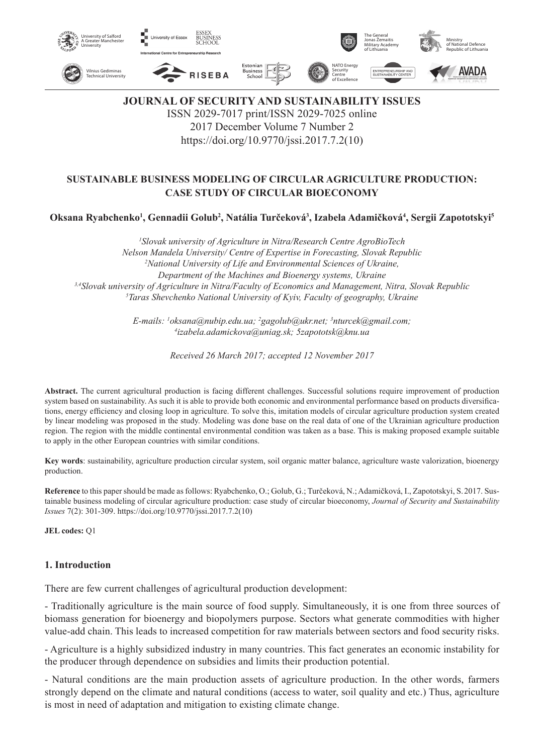# JOURNAL OF SECURITY AND SUSTAINABILITY ISSUES

ISSN 2029-7017 print/ISSN 2029-7025 online
2017 December Volume 7 Number 2
https://doi.org/10.9770/jssi.2017.7.2(10)

## SUSTAINABLE BUSINESS MODELING OF CIRCULAR AGRICULTURE PRODUCTION: CASE STUDY OF CIRCULAR BIOECONOMY

**Oksana Ryabchenko[1], Gennadii Golub[2], Natália Turčeková[3], Izabela Adamičková[4], Sergii Zapototskyi[5]**

*[1]Slovak university of Agriculture in Nitra/Research Centre AgroBioTech*
*Nelson Mandela University/ Centre of Expertise in Forecasting, Slovak Republic*
*[2]National University of Life and Environmental Sciences of Ukraine,*
*Department of the Machines and Bioenergy systems, Ukraine*
*[3,4]Slovak university of Agriculture in Nitra/Faculty of Economics and Management, Nitra, Slovak Republic*
*[5]Taras Shevchenko National University of Kyiv, Faculty of geography, Ukraine*

*E-mails: [1]oksana@nubip.edu.ua; [2]gagolub@ukr.net; [3]nturcek@gmail.com;*
*[4]izabela.adamickova@uniag.sk; 5zapototsk@knu.ua*

*Received 26 March 2017; accepted 12 November 2017*

**Abstract.** The current agricultural production is facing different challenges. Successful solutions require improvement of production system based on sustainability. As such it is able to provide both economic and environmental performance based on products diversifications, energy efficiency and closing loop in agriculture. To solve this, imitation models of circular agriculture production system created by linear modeling was proposed in the study. Modeling was done base on the real data of one of the Ukrainian agriculture production region. The region with the middle continental environmental condition was taken as a base. This is making proposed example suitable to apply in the other European countries with similar conditions.

**Key words**: sustainability, agriculture production circular system, soil organic matter balance, agriculture waste valorization, bioenergy production.

**Reference** to this paper should be made as follows: Ryabchenko, O.; Golub, G.; Turčeková, N.; Adamičková, I., Zapototskyi, S. 2017. Sustainable business modeling of circular agriculture production: case study of circular bioeconomy, *Journal of Security and Sustainability Issues* 7(2): 301-309. https://doi.org/10.9770/jssi.2017.7.2(10)

**JEL codes:** Q1

## 1. Introduction

There are few current challenges of agricultural production development:

- Traditionally agriculture is the main source of food supply. Simultaneously, it is one from three sources of biomass generation for bioenergy and biopolymers purpose. Sectors what generate commodities with higher value-add chain. This leads to increased competition for raw materials between sectors and food security risks.

- Agriculture is a highly subsidized industry in many countries. This fact generates an economic instability for the producer through dependence on subsidies and limits their production potential.

- Natural conditions are the main production assets of agriculture production. In the other words, farmers strongly depend on the climate and natural conditions (access to water, soil quality and etc.) Thus, agriculture is most in need of adaptation and mitigation to existing climate change.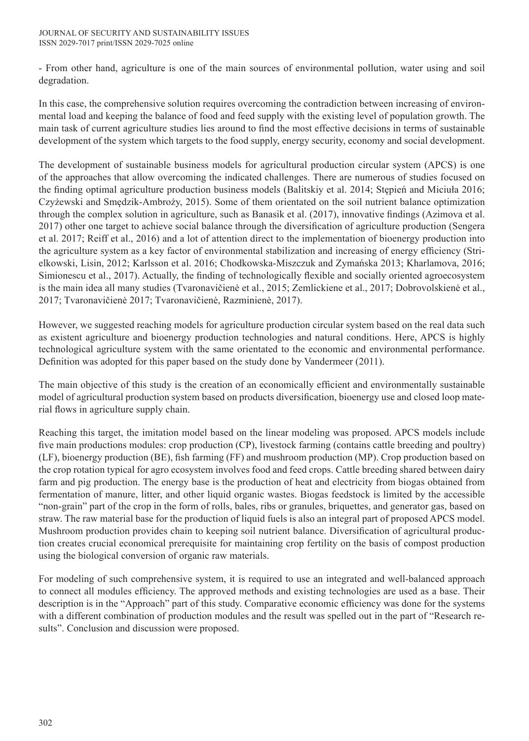- From other hand, agriculture is one of the main sources of environmental pollution, water using and soil degradation.

In this case, the comprehensive solution requires overcoming the contradiction between increasing of environmental load and keeping the balance of food and feed supply with the existing level of population growth. The main task of current agriculture studies lies around to find the most effective decisions in terms of sustainable development of the system which targets to the food supply, energy security, economy and social development.

The development of sustainable business models for agricultural production circular system (APCS) is one of the approaches that allow overcoming the indicated challenges. There are numerous of studies focused on the finding optimal agriculture production business models (Balitskiy et al. 2014; Stępień and Miciuła 2016; Czyżewski and Smędzik-Ambroży, 2015). Some of them orientated on the soil nutrient balance optimization through the complex solution in agriculture, such as Banasik et al. (2017), innovative findings (Azimova et al. 2017) other one target to achieve social balance through the diversification of agriculture production (Sengera et al. 2017; Reiff et al., 2016) and a lot of attention direct to the implementation of bioenergy production into the agriculture system as a key factor of environmental stabilization and increasing of energy efficiency (Strielkowski, Lisin, 2012; Karlsson et al. 2016; Chodkowska-Miszczuk and Zymańska 2013; Kharlamova, 2016; Simionescu et al., 2017). Actually, the finding of technologically flexible and socially oriented agroecosystem is the main idea all many studies (Tvaronavičienė et al., 2015; Zemlickiene et al., 2017; Dobrovolskienė et al., 2017; Tvaronavičienė 2017; Tvaronavičienė, Razminienė, 2017).

However, we suggested reaching models for agriculture production circular system based on the real data such as existent agriculture and bioenergy production technologies and natural conditions. Here, APCS is highly technological agriculture system with the same orientated to the economic and environmental performance. Definition was adopted for this paper based on the study done by Vandermeer (2011).

The main objective of this study is the creation of an economically efficient and environmentally sustainable model of agricultural production system based on products diversification, bioenergy use and closed loop material flows in agriculture supply chain.

Reaching this target, the imitation model based on the linear modeling was proposed. APCS models include five main productions modules: crop production (CP), livestock farming (contains cattle breeding and poultry) (LF), bioenergy production (BE), fish farming (FF) and mushroom production (MP). Crop production based on the crop rotation typical for agro ecosystem involves food and feed crops. Cattle breeding shared between dairy farm and pig production. The energy base is the production of heat and electricity from biogas obtained from fermentation of manure, litter, and other liquid organic wastes. Biogas feedstock is limited by the accessible "non-grain" part of the crop in the form of rolls, bales, ribs or granules, briquettes, and generator gas, based on straw. The raw material base for the production of liquid fuels is also an integral part of proposed APCS model. Mushroom production provides chain to keeping soil nutrient balance. Diversification of agricultural production creates crucial economical prerequisite for maintaining crop fertility on the basis of compost production using the biological conversion of organic raw materials.

For modeling of such comprehensive system, it is required to use an integrated and well-balanced approach to connect all modules efficiency. The approved methods and existing technologies are used as a base. Their description is in the "Approach" part of this study. Comparative economic efficiency was done for the systems with a different combination of production modules and the result was spelled out in the part of "Research results". Conclusion and discussion were proposed.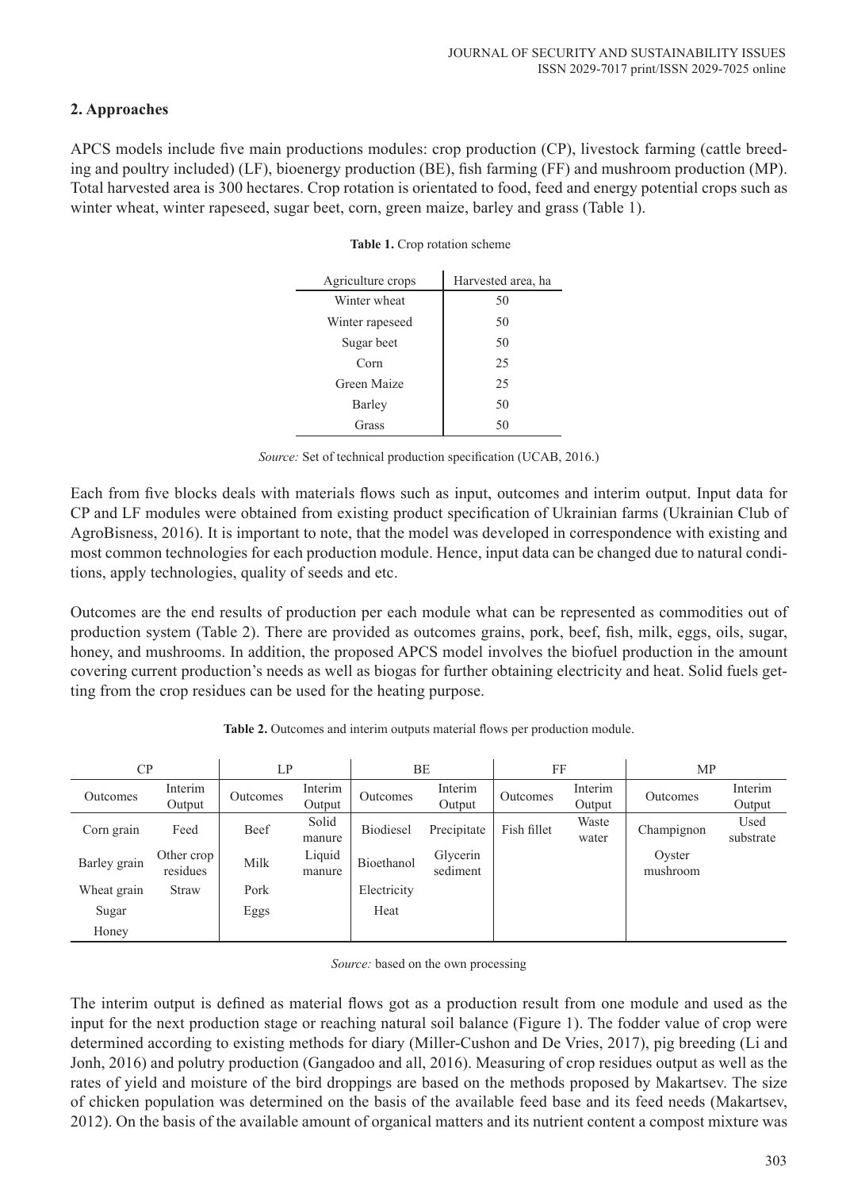## 2. Approaches

APCS models include five main productions modules: crop production (CP), livestock farming (cattle breeding and poultry included) (LF), bioenergy production (BE), fish farming (FF) and mushroom production (MP). Total harvested area is 300 hectares. Crop rotation is orientated to food, feed and energy potential crops such as winter wheat, winter rapeseed, sugar beet, corn, green maize, barley and grass (Table 1).

**Table 1.** Crop rotation scheme

| Agriculture crops | Harvested area, ha |
|---|---|
| Winter wheat | 50 |
| Winter rapeseed | 50 |
| Sugar beet | 50 |
| Corn | 25 |
| Green Maize | 25 |
| Barley | 50 |
| Grass | 50 |

*Source:* Set of technical production specification (UCAB, 2016.)

Each from five blocks deals with materials flows such as input, outcomes and interim output. Input data for CP and LF modules were obtained from existing product specification of Ukrainian farms (Ukrainian Club of AgroBisness, 2016). It is important to note, that the model was developed in correspondence with existing and most common technologies for each production module. Hence, input data can be changed due to natural conditions, apply technologies, quality of seeds and etc.

Outcomes are the end results of production per each module what can be represented as commodities out of production system (Table 2). There are provided as outcomes grains, pork, beef, fish, milk, eggs, oils, sugar, honey, and mushrooms. In addition, the proposed APCS model involves the biofuel production in the amount covering current production's needs as well as biogas for further obtaining electricity and heat. Solid fuels getting from the crop residues can be used for the heating purpose.

**Table 2.** Outcomes and interim outputs material flows per production module.

| CP | | LP | | BE | | FF | | MP | |
|---|---|---|---|---|---|---|---|---|---|
| Outcomes | Interim Output | Outcomes | Interim Output | Outcomes | Interim Output | Outcomes | Interim Output | Outcomes | Interim Output |
| Corn grain | Feed | Beef | Solid manure | Biodiesel | Precipitate | Fish fillet | Waste water | Champignon | Used substrate |
| Barley grain | Other crop residues | Milk | Liquid manure | Bioethanol | Glycerin sediment | | | Oyster mushroom | |
| Wheat grain | Straw | Pork | | Electricity | | | | | |
| Sugar | | Eggs | | Heat | | | | | |
| Honey | | | | | | | | | |

*Source:* based on the own processing

The interim output is defined as material flows got as a production result from one module and used as the input for the next production stage or reaching natural soil balance (Figure 1). The fodder value of crop were determined according to existing methods for diary (Miller-Cushon and De Vries, 2017), pig breeding (Li and Jonh, 2016) and polutry production (Gangadoo and all, 2016). Measuring of crop residues output as well as the rates of yield and moisture of the bird droppings are based on the methods proposed by Makartsev. The size of chicken population was determined on the basis of the available feed base and its feed needs (Makartsev, 2012). On the basis of the available amount of organical matters and its nutrient content a compost mixture was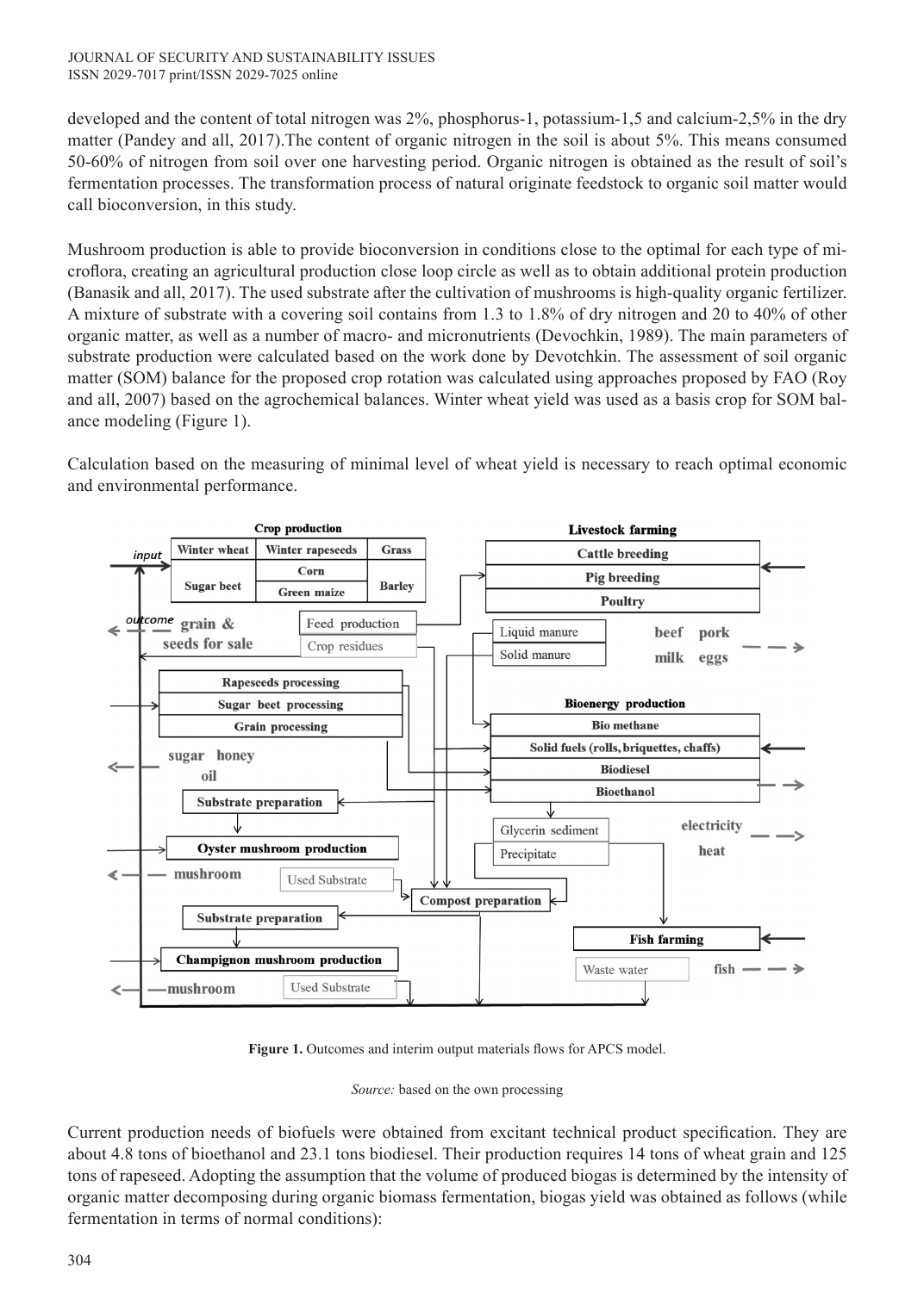developed and the content of total nitrogen was 2%, phosphorus-1, potassium-1,5 and calcium-2,5% in the dry matter (Pandey and all, 2017).The content of organic nitrogen in the soil is about 5%. This means consumed 50-60% of nitrogen from soil over one harvesting period. Organic nitrogen is obtained as the result of soil's fermentation processes. The transformation process of natural originate feedstock to organic soil matter would call bioconversion, in this study.

Mushroom production is able to provide bioconversion in conditions close to the optimal for each type of microflora, creating an agricultural production close loop circle as well as to obtain additional protein production (Banasik and all, 2017). The used substrate after the cultivation of mushrooms is high-quality organic fertilizer. A mixture of substrate with a covering soil contains from 1.3 to 1.8% of dry nitrogen and 20 to 40% of other organic matter, as well as a number of macro- and micronutrients (Devochkin, 1989). The main parameters of substrate production were calculated based on the work done by Devotchkin. The assessment of soil organic matter (SOM) balance for the proposed crop rotation was calculated using approaches proposed by FAO (Roy and all, 2007) based on the agrochemical balances. Winter wheat yield was used as a basis crop for SOM balance modeling (Figure 1).

Calculation based on the measuring of minimal level of wheat yield is necessary to reach optimal economic and environmental performance.

**Figure 1.** Outcomes and interim output materials flows for APCS model.

*Source:* based on the own processing

Current production needs of biofuels were obtained from excitant technical product specification. They are about 4.8 tons of bioethanol and 23.1 tons biodiesel. Their production requires 14 tons of wheat grain and 125 tons of rapeseed. Adopting the assumption that the volume of produced biogas is determined by the intensity of organic matter decomposing during organic biomass fermentation, biogas yield was obtained as follows (while fermentation in terms of normal conditions):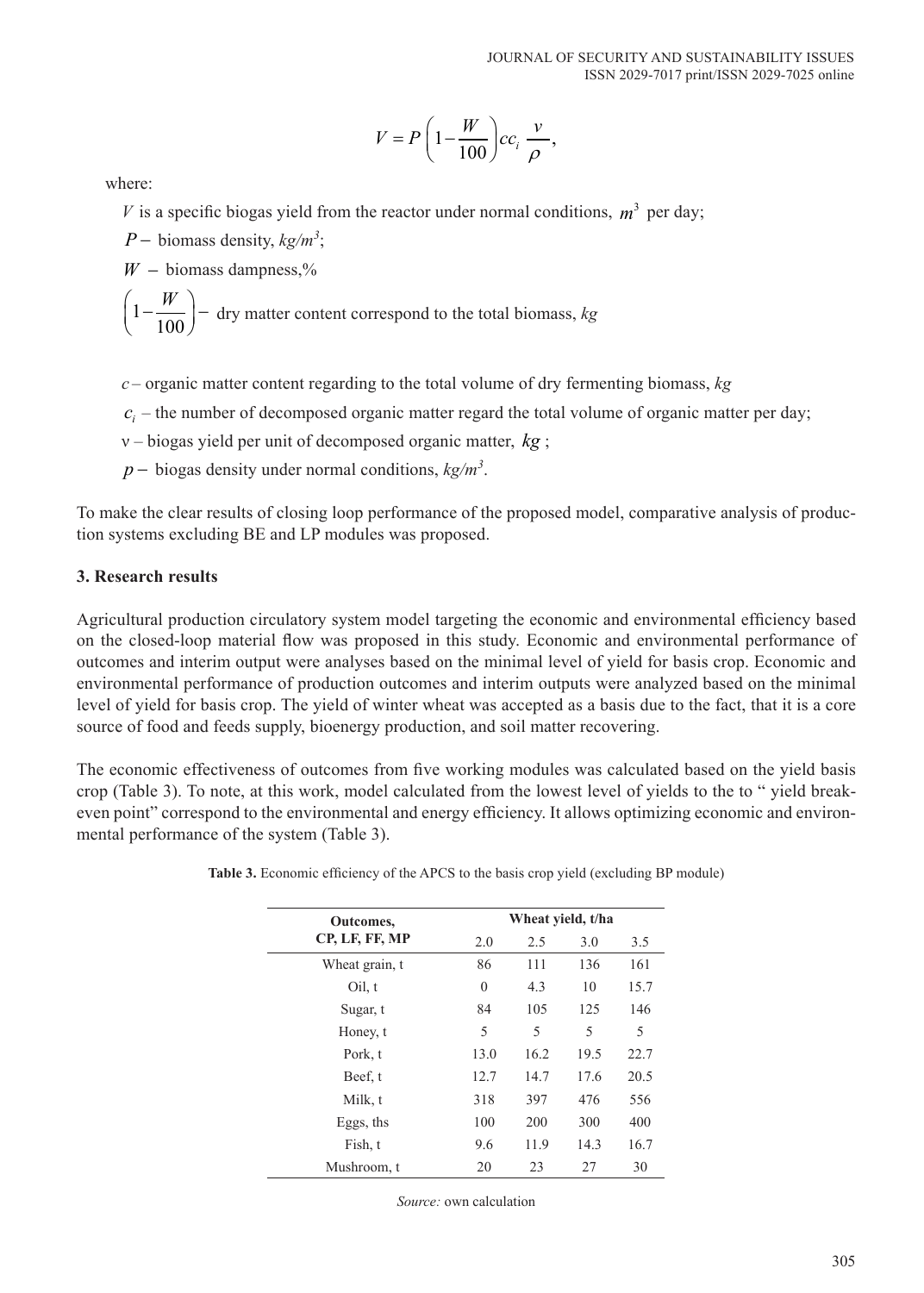$$V = P\left(1 - \frac{W}{100}\right)cc_i\,\frac{v}{\rho},$$

where:

$V$ is a specific biogas yield from the reactor under normal conditions, $m^3$ per day;

$P-$ biomass density, *kg/m*$^3$;

$W -$ biomass dampness,%

$\left(1 - \frac{W}{100}\right)-$ dry matter content correspond to the total biomass, *kg*

$c$ – organic matter content regarding to the total volume of dry fermenting biomass, *kg*

$c_i$ – the number of decomposed organic matter regard the total volume of organic matter per day;

ν – biogas yield per unit of decomposed organic matter, *kg* ;

$p -$ biogas density under normal conditions, *kg/m*$^3$.

To make the clear results of closing loop performance of the proposed model, comparative analysis of production systems excluding BE and LP modules was proposed.

## 3. Research results

Agricultural production circulatory system model targeting the economic and environmental efficiency based on the closed-loop material flow was proposed in this study. Economic and environmental performance of outcomes and interim output were analyses based on the minimal level of yield for basis crop. Economic and environmental performance of production outcomes and interim outputs were analyzed based on the minimal level of yield for basis crop. The yield of winter wheat was accepted as a basis due to the fact, that it is a core source of food and feeds supply, bioenergy production, and soil matter recovering.

The economic effectiveness of outcomes from five working modules was calculated based on the yield basis crop (Table 3). To note, at this work, model calculated from the lowest level of yields to the to " yield break-even point" correspond to the environmental and energy efficiency. It allows optimizing economic and environmental performance of the system (Table 3).

**Table 3.** Economic efficiency of the APCS to the basis crop yield (excluding BP module)

| Outcomes, CP, LF, FF, MP | Wheat yield, t/ha | | | |
|---|---|---|---|---|
| | 2.0 | 2.5 | 3.0 | 3.5 |
| Wheat grain, t | 86 | 111 | 136 | 161 |
| Oil, t | 0 | 4.3 | 10 | 15.7 |
| Sugar, t | 84 | 105 | 125 | 146 |
| Honey, t | 5 | 5 | 5 | 5 |
| Pork, t | 13.0 | 16.2 | 19.5 | 22.7 |
| Beef, t | 12.7 | 14.7 | 17.6 | 20.5 |
| Milk, t | 318 | 397 | 476 | 556 |
| Eggs, ths | 100 | 200 | 300 | 400 |
| Fish, t | 9.6 | 11.9 | 14.3 | 16.7 |
| Mushroom, t | 20 | 23 | 27 | 30 |

*Source:* own calculation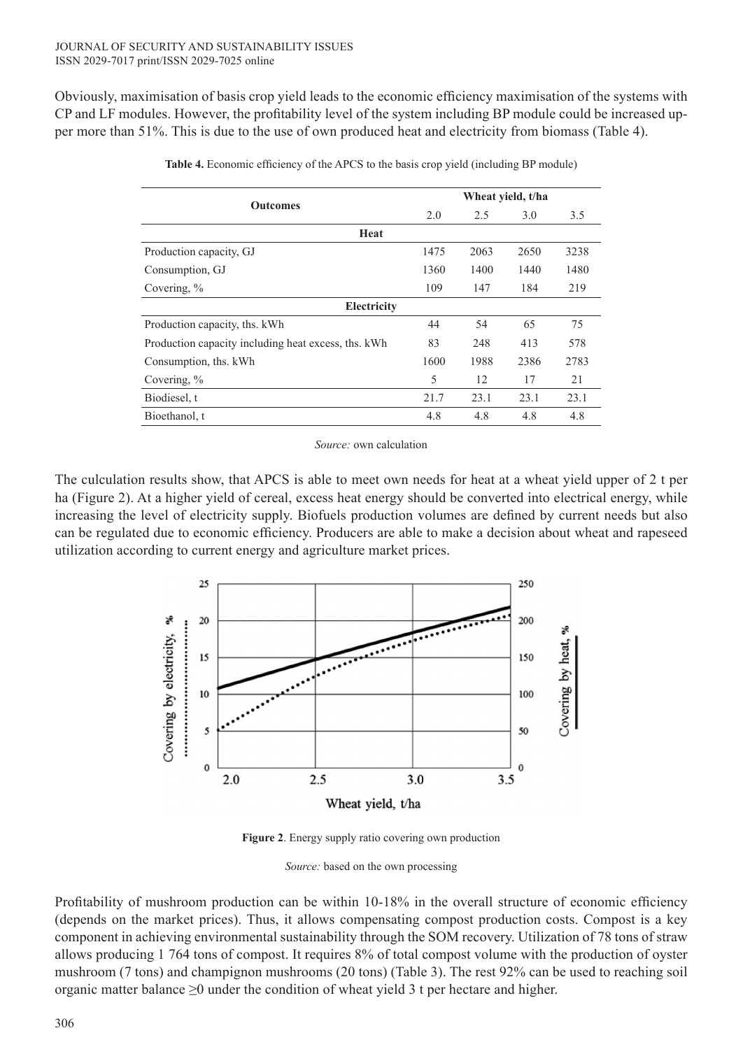Obviously, maximisation of basis crop yield leads to the economic efficiency maximisation of the systems with CP and LF modules. However, the profitability level of the system including BP module could be increased upper more than 51%. This is due to the use of own produced heat and electricity from biomass (Table 4).

**Table 4.** Economic efficiency of the APCS to the basis crop yield (including BP module)

| Outcomes | Wheat yield, t/ha | | | |
|---|---|---|---|---|
| | 2.0 | 2.5 | 3.0 | 3.5 |
| **Heat** | | | | |
| Production capacity, GJ | 1475 | 2063 | 2650 | 3238 |
| Consumption, GJ | 1360 | 1400 | 1440 | 1480 |
| Covering, % | 109 | 147 | 184 | 219 |
| **Electricity** | | | | |
| Production capacity, ths. kWh | 44 | 54 | 65 | 75 |
| Production capacity including heat excess, ths. kWh | 83 | 248 | 413 | 578 |
| Consumption, ths. kWh | 1600 | 1988 | 2386 | 2783 |
| Covering, % | 5 | 12 | 17 | 21 |
| Biodiesel, t | 21.7 | 23.1 | 23.1 | 23.1 |
| Bioethanol, t | 4.8 | 4.8 | 4.8 | 4.8 |

*Source:* own calculation

The culculation results show, that APCS is able to meet own needs for heat at a wheat yield upper of 2 t per ha (Figure 2). At a higher yield of cereal, excess heat energy should be converted into electrical energy, while increasing the level of electricity supply. Biofuels production volumes are defined by current needs but also can be regulated due to economic efficiency. Producers are able to make a decision about wheat and rapeseed utilization according to current energy and agriculture market prices.

**Figure 2**. Energy supply ratio covering own production

*Source:* based on the own processing

Profitability of mushroom production can be within 10-18% in the overall structure of economic efficiency (depends on the market prices). Thus, it allows compensating compost production costs. Compost is a key component in achieving environmental sustainability through the SOM recovery. Utilization of 78 tons of straw allows producing 1 764 tons of compost. It requires 8% of total compost volume with the production of oyster mushroom (7 tons) and champignon mushrooms (20 tons) (Table 3). The rest 92% can be used to reaching soil organic matter balance ≥0 under the condition of wheat yield 3 t per hectare and higher.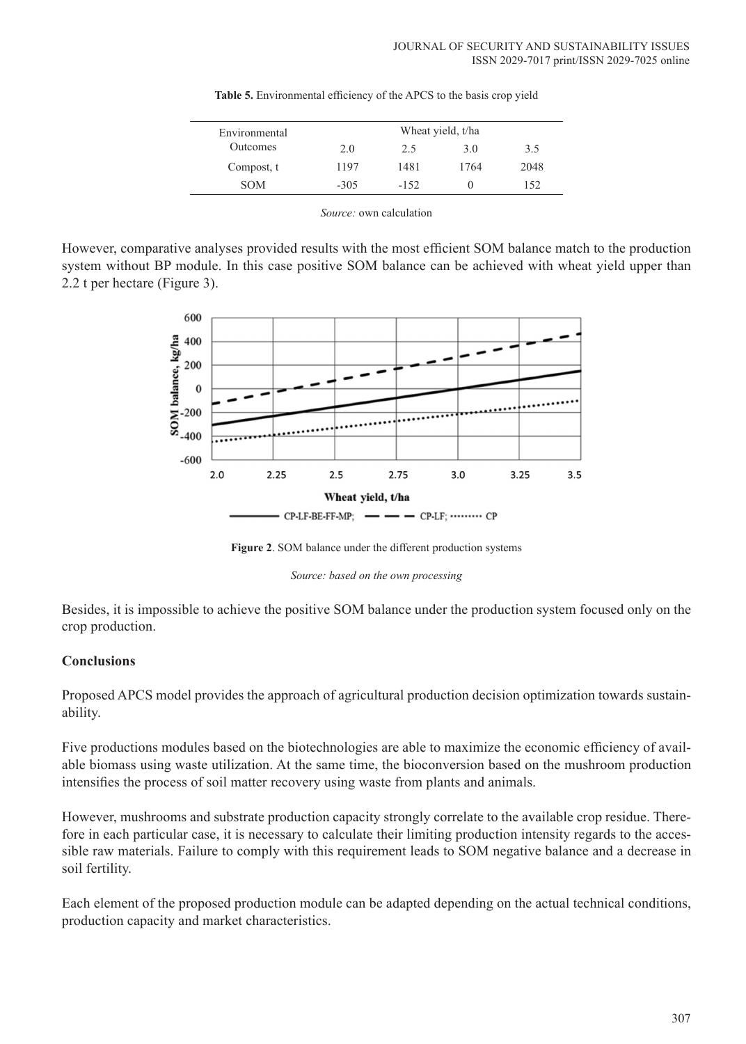**Table 5.** Environmental efficiency of the APCS to the basis crop yield

| Environmental Outcomes | Wheat yield, t/ha | | | |
|---|---|---|---|---|
| | 2.0 | 2.5 | 3.0 | 3.5 |
| Compost, t | 1197 | 1481 | 1764 | 2048 |
| SOM | -305 | -152 | 0 | 152 |

*Source:* own calculation

However, comparative analyses provided results with the most efficient SOM balance match to the production system without BP module. In this case positive SOM balance can be achieved with wheat yield upper than 2.2 t per hectare (Figure 3).

**Figure 2**. SOM balance under the different production systems

*Source: based on the own processing*

Besides, it is impossible to achieve the positive SOM balance under the production system focused only on the crop production.

## Conclusions

Proposed APCS model provides the approach of agricultural production decision optimization towards sustainability.

Five productions modules based on the biotechnologies are able to maximize the economic efficiency of available biomass using waste utilization. At the same time, the bioconversion based on the mushroom production intensifies the process of soil matter recovery using waste from plants and animals.

However, mushrooms and substrate production capacity strongly correlate to the available crop residue. Therefore in each particular case, it is necessary to calculate their limiting production intensity regards to the accessible raw materials. Failure to comply with this requirement leads to SOM negative balance and a decrease in soil fertility.

Each element of the proposed production module can be adapted depending on the actual technical conditions, production capacity and market characteristics.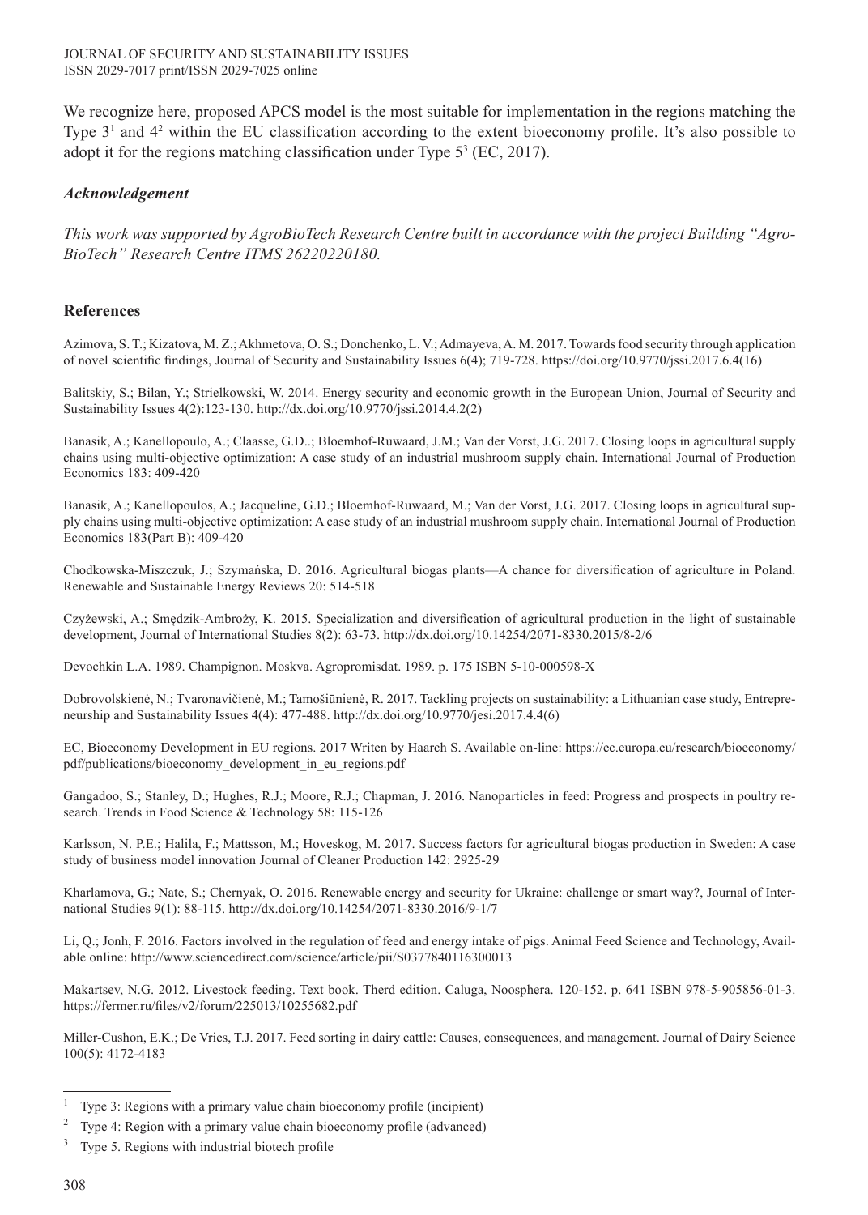We recognize here, proposed APCS model is the most suitable for implementation in the regions matching the Type 3[1] and 4[2] within the EU classification according to the extent bioeconomy profile. It's also possible to adopt it for the regions matching classification under Type 5[3] (EC, 2017).

### *Acknowledgement*

*This work was supported by AgroBioTech Research Centre built in accordance with the project Building "Agro-BioTech" Research Centre ITMS 26220220180.*

## References

Azimova, S. T.; Kizatova, M. Z.; Akhmetova, O. S.; Donchenko, L. V.; Admayeva, A. M. 2017. Towards food security through application of novel scientific findings, Journal of Security and Sustainability Issues 6(4); 719-728. https://doi.org/10.9770/jssi.2017.6.4(16)

Balitskiy, S.; Bilan, Y.; Strielkowski, W. 2014. Energy security and economic growth in the European Union, Journal of Security and Sustainability Issues 4(2):123-130. http://dx.doi.org/10.9770/jssi.2014.4.2(2)

Banasik, A.; Kanellopoulo, A.; Claasse, G.D..; Bloemhof-Ruwaard, J.M.; Van der Vorst, J.G. 2017. Closing loops in agricultural supply chains using multi-objective optimization: A case study of an industrial mushroom supply chain. International Journal of Production Economics 183: 409-420

Banasik, A.; Kanellopoulos, A.; Jacqueline, G.D.; Bloemhof-Ruwaard, M.; Van der Vorst, J.G. 2017. Closing loops in agricultural supply chains using multi-objective optimization: A case study of an industrial mushroom supply chain. International Journal of Production Economics 183(Part B): 409-420

Chodkowska-Miszczuk, J.; Szymańska, D. 2016. Agricultural biogas plants—A chance for diversification of agriculture in Poland. Renewable and Sustainable Energy Reviews 20: 514-518

Czyżewski, A.; Smędzik-Ambroży, K. 2015. Specialization and diversification of agricultural production in the light of sustainable development, Journal of International Studies 8(2): 63-73. http://dx.doi.org/10.14254/2071-8330.2015/8-2/6

Devochkin L.A. 1989. Champignon. Moskva. Agropromisdat. 1989. p. 175 ISBN 5-10-000598-X

Dobrovolskienė, N.; Tvaronavičienė, M.; Tamošiūnienė, R. 2017. Tackling projects on sustainability: a Lithuanian case study, Entrepreneurship and Sustainability Issues 4(4): 477-488. http://dx.doi.org/10.9770/jesi.2017.4.4(6)

EC, Bioeconomy Development in EU regions. 2017 Writen by Haarch S. Available on-line: https://ec.europa.eu/research/bioeconomy/pdf/publications/bioeconomy_development_in_eu_regions.pdf

Gangadoo, S.; Stanley, D.; Hughes, R.J.; Moore, R.J.; Chapman, J. 2016. Nanoparticles in feed: Progress and prospects in poultry research. Trends in Food Science & Technology 58: 115-126

Karlsson, N. P.E.; Halila, F.; Mattsson, M.; Hoveskog, M. 2017. Success factors for agricultural biogas production in Sweden: A case study of business model innovation Journal of Cleaner Production 142: 2925-29

Kharlamova, G.; Nate, S.; Chernyak, O. 2016. Renewable energy and security for Ukraine: challenge or smart way?, Journal of International Studies 9(1): 88-115. http://dx.doi.org/10.14254/2071-8330.2016/9-1/7

Li, Q.; Jonh, F. 2016. Factors involved in the regulation of feed and energy intake of pigs. Animal Feed Science and Technology, Available online: http://www.sciencedirect.com/science/article/pii/S0377840116300013

Makartsev, N.G. 2012. Livestock feeding. Text book. Therd edition. Caluga, Noosphera. 120-152. p. 641 ISBN 978-5-905856-01-3. https://fermer.ru/files/v2/forum/225013/10255682.pdf

Miller-Cushon, E.K.; De Vries, T.J. 2017. Feed sorting in dairy cattle: Causes, consequences, and management. Journal of Dairy Science 100(5): 4172-4183

---

[1] Type 3: Regions with a primary value chain bioeconomy profile (incipient)

[2] Type 4: Region with a primary value chain bioeconomy profile (advanced)

[3] Type 5. Regions with industrial biotech profile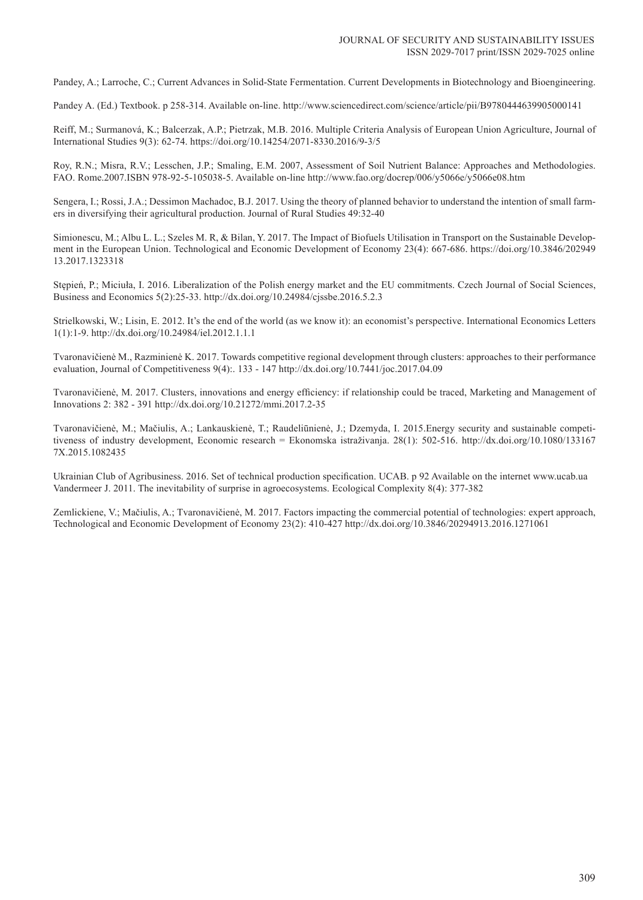Pandey, A.; Larroche, C.; Current Advances in Solid-State Fermentation. Current Developments in Biotechnology and Bioengineering.

Pandey A. (Ed.) Textbook. p 258-314. Available on-line. http://www.sciencedirect.com/science/article/pii/B9780444639905000141

Reiff, M.; Surmanová, K.; Balcerzak, A.P.; Pietrzak, M.B. 2016. Multiple Criteria Analysis of European Union Agriculture, Journal of International Studies 9(3): 62-74. https://doi.org/10.14254/2071-8330.2016/9-3/5

Roy, R.N.; Misra, R.V.; Lesschen, J.P.; Smaling, E.M. 2007, Assessment of Soil Nutrient Balance: Approaches and Methodologies. FAO. Rome.2007.ISBN 978-92-5-105038-5. Available on-line http://www.fao.org/docrep/006/y5066e/y5066e08.htm

Sengera, I.; Rossi, J.A.; Dessimon Machadoc, B.J. 2017. Using the theory of planned behavior to understand the intention of small farmers in diversifying their agricultural production. Journal of Rural Studies 49:32-40

Simionescu, M.; Albu L. L.; Szeles M. R, & Bilan, Y. 2017. The Impact of Biofuels Utilisation in Transport on the Sustainable Development in the European Union. Technological and Economic Development of Economy 23(4): 667-686. https://doi.org/10.3846/20294913.2017.1323318

Stępień, P.; Miciuła, I. 2016. Liberalization of the Polish energy market and the EU commitments. Czech Journal of Social Sciences, Business and Economics 5(2):25-33. http://dx.doi.org/10.24984/cjssbe.2016.5.2.3

Strielkowski, W.; Lisin, E. 2012. It's the end of the world (as we know it): an economist's perspective. International Economics Letters 1(1):1-9. http://dx.doi.org/10.24984/iel.2012.1.1.1

Tvaronavičienė M., Razminienė K. 2017. Towards competitive regional development through clusters: approaches to their performance evaluation, Journal of Competitiveness 9(4):. 133 - 147 http://dx.doi.org/10.7441/joc.2017.04.09

Tvaronavičienė, M. 2017. Clusters, innovations and energy efficiency: if relationship could be traced, Marketing and Management of Innovations 2: 382 - 391 http://dx.doi.org/10.21272/mmi.2017.2-35

Tvaronavičienė, M.; Mačiulis, A.; Lankauskienė, T.; Raudeliūnienė, J.; Dzemyda, I. 2015.Energy security and sustainable competitiveness of industry development, Economic research = Ekonomska istraživanja. 28(1): 502-516. http://dx.doi.org/10.1080/1331677X.2015.1082435

Ukrainian Club of Agribusiness. 2016. Set of technical production specification. UCAB. p 92 Available on the internet www.ucab.ua
Vandermeer J. 2011. The inevitability of surprise in agroecosystems. Ecological Complexity 8(4): 377-382

Zemlickiene, V.; Mačiulis, A.; Tvaronavičienė, M. 2017. Factors impacting the commercial potential of technologies: expert approach, Technological and Economic Development of Economy 23(2): 410-427 http://dx.doi.org/10.3846/20294913.2016.1271061